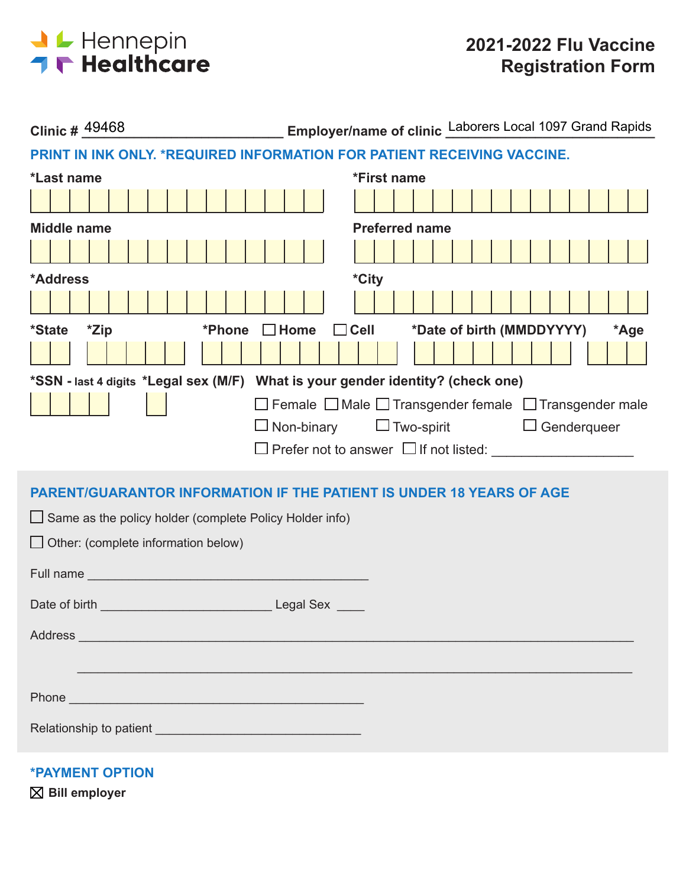Hennepin Healthcare

# 2021-2022 Flu Vaccine Registration Form

**Clinic #** 49468 **Employer/name of clinic** Laborers Local 1097 Grand Rapids

**PRINT IN INK ONLY. *REQUIRED INFORMATION FOR PATIENT RECEIVING VACCINE.**

***Last name** ____________________

***First name** ____________________

**Middle name** ____________________

**Preferred name** ____________________

***Address** ____________________

***City** ____________________

***State** ____ ***Zip** ____________

***Phone** ☐ **Home** ☐ **Cell** ____________________

***Date of birth (MMDDYYYY)** ____________

***Age** ____

***SSN - last 4 digits** ________

***Legal sex (M/F)** ____

**What is your gender identity? (check one)**

☐ Female ☐ Male ☐ Transgender female ☐ Transgender male
☐ Non-binary ☐ Two-spirit ☐ Genderqueer
☐ Prefer not to answer ☐ If not listed: ____________________

## PARENT/GUARANTOR INFORMATION IF THE PATIENT IS UNDER 18 YEARS OF AGE

☐ Same as the policy holder (complete Policy Holder info)

☐ Other: (complete information below)

Full name ________________________________________

Date of birth ________________________ Legal Sex ____

Address ________________________________________________________________

________________________________________________________________

Phone ________________________________________

Relationship to patient ____________________________

## *PAYMENT OPTION

☒ **Bill employer**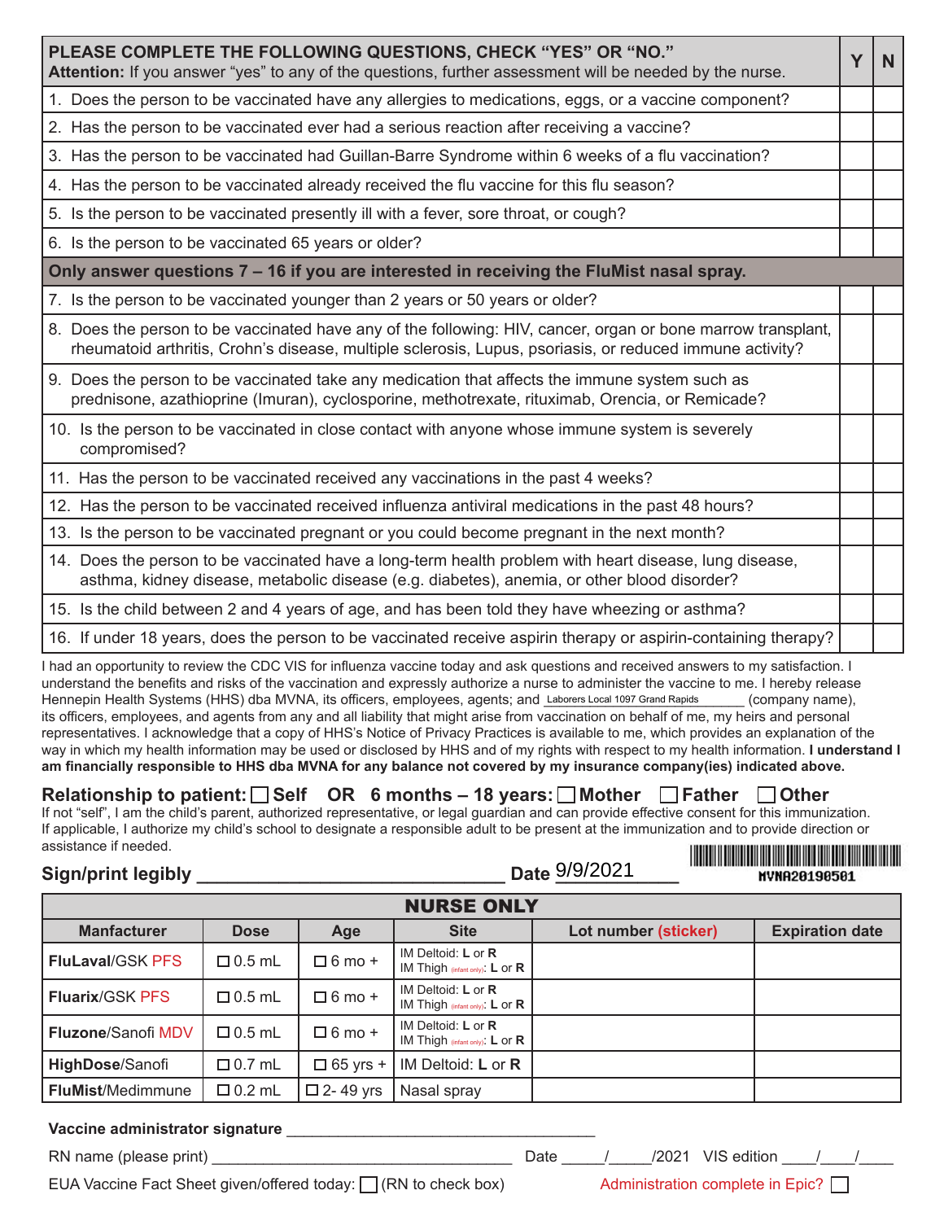| PLEASE COMPLETE THE FOLLOWING QUESTIONS, CHECK "YES" OR "NO." **Attention:** If you answer "yes" to any of the questions, further assessment will be needed by the nurse. | Y | N |
|---|---|---|
| 1. Does the person to be vaccinated have any allergies to medications, eggs, or a vaccine component? | | |
| 2. Has the person to be vaccinated ever had a serious reaction after receiving a vaccine? | | |
| 3. Has the person to be vaccinated had Guillan-Barre Syndrome within 6 weeks of a flu vaccination? | | |
| 4. Has the person to be vaccinated already received the flu vaccine for this flu season? | | |
| 5. Is the person to be vaccinated presently ill with a fever, sore throat, or cough? | | |
| 6. Is the person to be vaccinated 65 years or older? | | |
| **Only answer questions 7 – 16 if you are interested in receiving the FluMist nasal spray.** | | |
| 7. Is the person to be vaccinated younger than 2 years or 50 years or older? | | |
| 8. Does the person to be vaccinated have any of the following: HIV, cancer, organ or bone marrow transplant, rheumatoid arthritis, Crohn's disease, multiple sclerosis, Lupus, psoriasis, or reduced immune activity? | | |
| 9. Does the person to be vaccinated take any medication that affects the immune system such as prednisone, azathioprine (Imuran), cyclosporine, methotrexate, rituximab, Orencia, or Remicade? | | |
| 10. Is the person to be vaccinated in close contact with anyone whose immune system is severely compromised? | | |
| 11. Has the person to be vaccinated received any vaccinations in the past 4 weeks? | | |
| 12. Has the person to be vaccinated received influenza antiviral medications in the past 48 hours? | | |
| 13. Is the person to be vaccinated pregnant or you could become pregnant in the next month? | | |
| 14. Does the person to be vaccinated have a long-term health problem with heart disease, lung disease, asthma, kidney disease, metabolic disease (e.g. diabetes), anemia, or other blood disorder? | | |
| 15. Is the child between 2 and 4 years of age, and has been told they have wheezing or asthma? | | |
| 16. If under 18 years, does the person to be vaccinated receive aspirin therapy or aspirin-containing therapy? | | |

I had an opportunity to review the CDC VIS for influenza vaccine today and ask questions and received answers to my satisfaction. I understand the benefits and risks of the vaccination and expressly authorize a nurse to administer the vaccine to me. I hereby release Hennepin Health Systems (HHS) dba MVNA, its officers, employees, agents; and Laborers Local 1097 Grand Rapids (company name), its officers, employees, and agents from any and all liability that might arise from vaccination on behalf of me, my heirs and personal representatives. I acknowledge that a copy of HHS's Notice of Privacy Practices is available to me, which provides an explanation of the way in which my health information may be used or disclosed by HHS and of my rights with respect to my health information. **I understand I am financially responsible to HHS dba MVNA for any balance not covered by my insurance company(ies) indicated above.**

**Relationship to patient:** ☐ **Self OR 6 months – 18 years:** ☐ **Mother** ☐ **Father** ☐ **Other**

If not "self", I am the child's parent, authorized representative, or legal guardian and can provide effective consent for this immunization. If applicable, I authorize my child's school to designate a responsible adult to be present at the immunization and to provide direction or assistance if needed.

**Sign/print legibly** ______________________________ **Date** 9/9/2021

MVNA20190501

| **NURSE ONLY** | | | | | |
|---|---|---|---|---|---|
| **Manfacturer** | **Dose** | **Age** | **Site** | **Lot number (sticker)** | **Expiration date** |
| **FluLaval**/GSK PFS | ☐ 0.5 mL | ☐ 6 mo + | IM Deltoid: **L** or **R** IM Thigh (infant only): **L** or **R** | | |
| **Fluarix**/GSK PFS | ☐ 0.5 mL | ☐ 6 mo + | IM Deltoid: **L** or **R** IM Thigh (infant only): **L** or **R** | | |
| **Fluzone**/Sanofi MDV | ☐ 0.5 mL | ☐ 6 mo + | IM Deltoid: **L** or **R** IM Thigh (infant only): **L** or **R** | | |
| **HighDose**/Sanofi | ☐ 0.7 mL | ☐ 65 yrs + | IM Deltoid: **L** or **R** | | |
| **FluMist**/Medimmune | ☐ 0.2 mL | ☐ 2- 49 yrs | Nasal spray | | |

**Vaccine administrator signature** ______________________________

RN name (please print) ______________________________ Date _____/_____/2021 VIS edition ____/____/____

EUA Vaccine Fact Sheet given/offered today: ☐ (RN to check box)

Administration complete in Epic? ☐